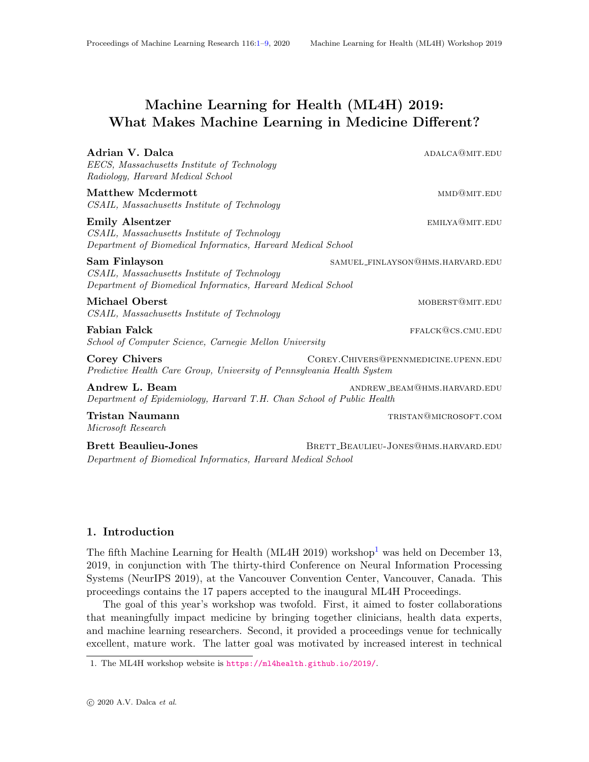# Machine Learning for Health (ML4H) 2019: What Makes Machine Learning in Medicine Different?

**Adrian V. Dalca** ADALCA@MIT.EDU
*EECS, Massachusetts Institute of Technology*
*Radiology, Harvard Medical School*

**Matthew Mcdermott** MMD@MIT.EDU
*CSAIL, Massachusetts Institute of Technology*

**Emily Alsentzer** EMILYA@MIT.EDU
*CSAIL, Massachusetts Institute of Technology*
*Department of Biomedical Informatics, Harvard Medical School*

**Sam Finlayson** SAMUEL_FINLAYSON@HMS.HARVARD.EDU
*CSAIL, Massachusetts Institute of Technology*
*Department of Biomedical Informatics, Harvard Medical School*

**Michael Oberst** MOBERST@MIT.EDU
*CSAIL, Massachusetts Institute of Technology*

**Fabian Falck** FFALCK@CS.CMU.EDU
*School of Computer Science, Carnegie Mellon University*

**Corey Chivers** COREY.CHIVERS@PENNMEDICINE.UPENN.EDU
*Predictive Health Care Group, University of Pennsylvania Health System*

**Andrew L. Beam** ANDREW_BEAM@HMS.HARVARD.EDU
*Department of Epidemiology, Harvard T.H. Chan School of Public Health*

**Tristan Naumann** TRISTAN@MICROSOFT.COM
*Microsoft Research*

**Brett Beaulieu-Jones** BRETT_BEAULIEU-JONES@HMS.HARVARD.EDU
*Department of Biomedical Informatics, Harvard Medical School*

## 1. Introduction

The fifth Machine Learning for Health (ML4H 2019) workshop[1] was held on December 13, 2019, in conjunction with The thirty-third Conference on Neural Information Processing Systems (NeurIPS 2019), at the Vancouver Convention Center, Vancouver, Canada. This proceedings contains the 17 papers accepted to the inaugural ML4H Proceedings.

The goal of this year's workshop was twofold. First, it aimed to foster collaborations that meaningfully impact medicine by bringing together clinicians, health data experts, and machine learning researchers. Second, it provided a proceedings venue for technically excellent, mature work. The latter goal was motivated by increased interest in technical

1. The ML4H workshop website is https://ml4health.github.io/2019/.

© 2020 A.V. Dalca *et al.*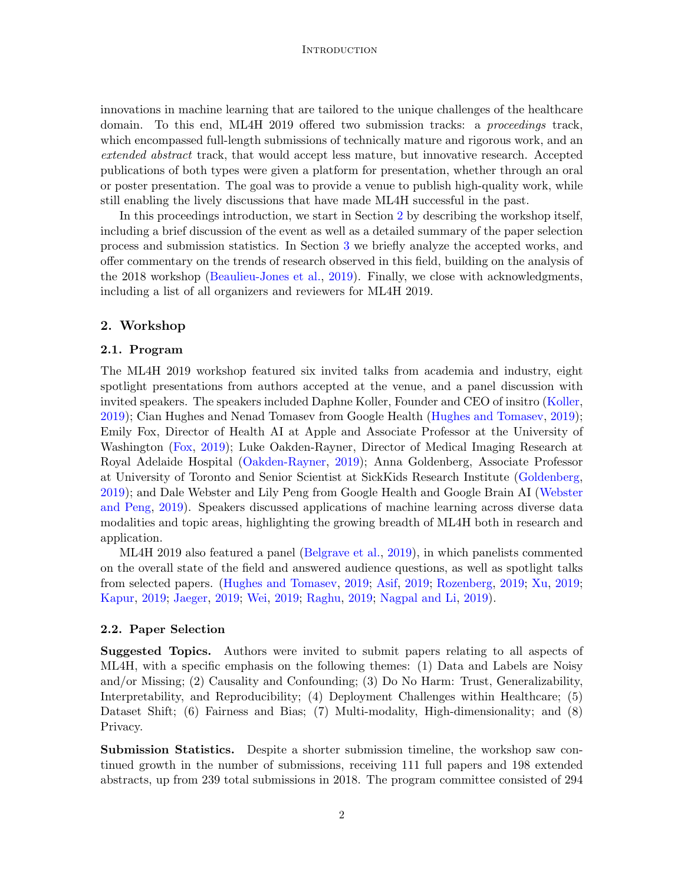innovations in machine learning that are tailored to the unique challenges of the healthcare domain. To this end, ML4H 2019 offered two submission tracks: a *proceedings* track, which encompassed full-length submissions of technically mature and rigorous work, and an *extended abstract* track, that would accept less mature, but innovative research. Accepted publications of both types were given a platform for presentation, whether through an oral or poster presentation. The goal was to provide a venue to publish high-quality work, while still enabling the lively discussions that have made ML4H successful in the past.

In this proceedings introduction, we start in Section 2 by describing the workshop itself, including a brief discussion of the event as well as a detailed summary of the paper selection process and submission statistics. In Section 3 we briefly analyze the accepted works, and offer commentary on the trends of research observed in this field, building on the analysis of the 2018 workshop (Beaulieu-Jones et al., 2019). Finally, we close with acknowledgments, including a list of all organizers and reviewers for ML4H 2019.

## 2. Workshop

### 2.1. Program

The ML4H 2019 workshop featured six invited talks from academia and industry, eight spotlight presentations from authors accepted at the venue, and a panel discussion with invited speakers. The speakers included Daphne Koller, Founder and CEO of insitro (Koller, 2019); Cian Hughes and Nenad Tomasev from Google Health (Hughes and Tomasev, 2019); Emily Fox, Director of Health AI at Apple and Associate Professor at the University of Washington (Fox, 2019); Luke Oakden-Rayner, Director of Medical Imaging Research at Royal Adelaide Hospital (Oakden-Rayner, 2019); Anna Goldenberg, Associate Professor at University of Toronto and Senior Scientist at SickKids Research Institute (Goldenberg, 2019); and Dale Webster and Lily Peng from Google Health and Google Brain AI (Webster and Peng, 2019). Speakers discussed applications of machine learning across diverse data modalities and topic areas, highlighting the growing breadth of ML4H both in research and application.

ML4H 2019 also featured a panel (Belgrave et al., 2019), in which panelists commented on the overall state of the field and answered audience questions, as well as spotlight talks from selected papers. (Hughes and Tomasev, 2019; Asif, 2019; Rozenberg, 2019; Xu, 2019; Kapur, 2019; Jaeger, 2019; Wei, 2019; Raghu, 2019; Nagpal and Li, 2019).

### 2.2. Paper Selection

**Suggested Topics.** Authors were invited to submit papers relating to all aspects of ML4H, with a specific emphasis on the following themes: (1) Data and Labels are Noisy and/or Missing; (2) Causality and Confounding; (3) Do No Harm: Trust, Generalizability, Interpretability, and Reproducibility; (4) Deployment Challenges within Healthcare; (5) Dataset Shift; (6) Fairness and Bias; (7) Multi-modality, High-dimensionality; and (8) Privacy.

**Submission Statistics.** Despite a shorter submission timeline, the workshop saw continued growth in the number of submissions, receiving 111 full papers and 198 extended abstracts, up from 239 total submissions in 2018. The program committee consisted of 294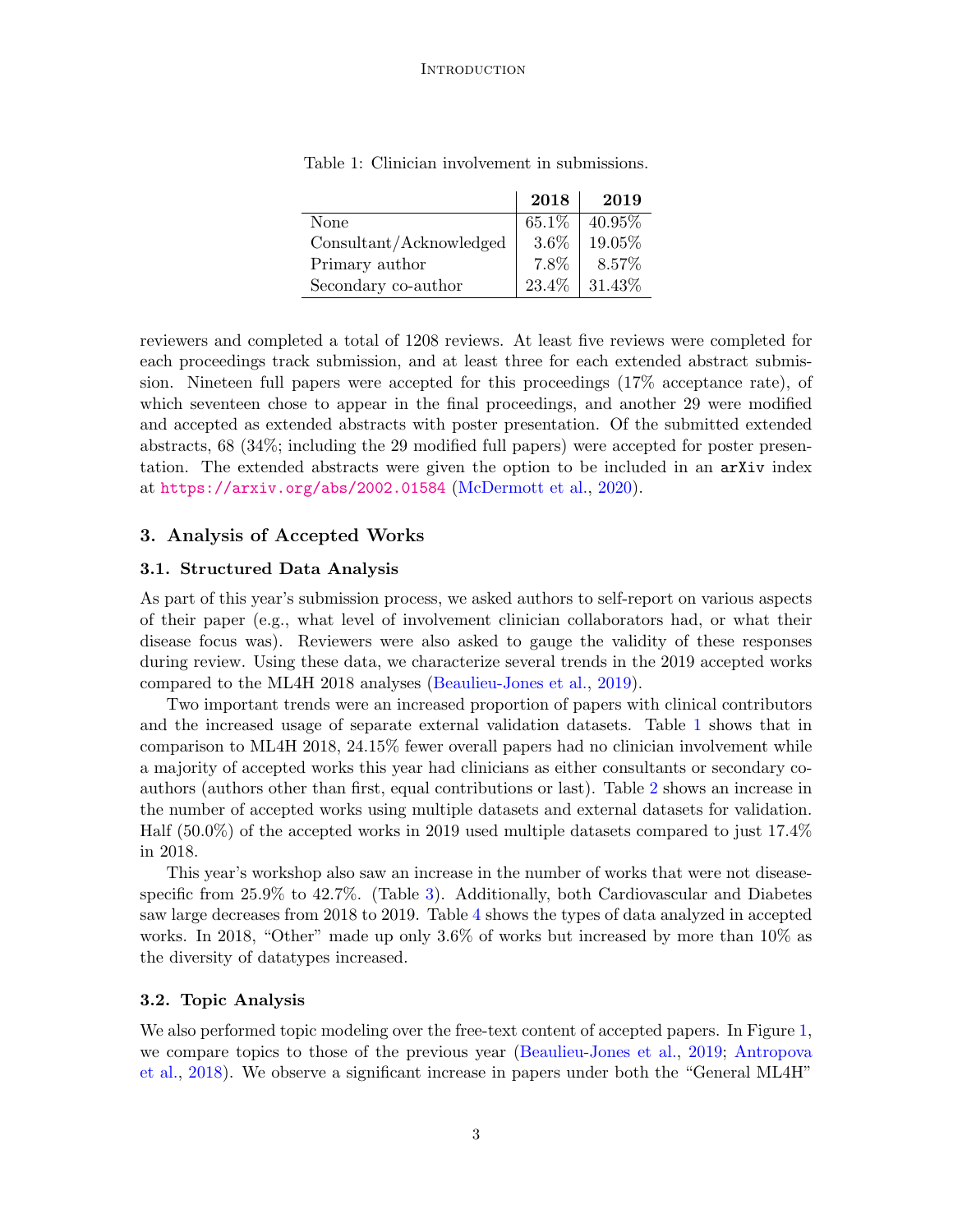Table 1: Clinician involvement in submissions.

| | 2018 | 2019 |
|---|---|---|
| None | 65.1% | 40.95% |
| Consultant/Acknowledged | 3.6% | 19.05% |
| Primary author | 7.8% | 8.57% |
| Secondary co-author | 23.4% | 31.43% |

reviewers and completed a total of 1208 reviews. At least five reviews were completed for each proceedings track submission, and at least three for each extended abstract submission. Nineteen full papers were accepted for this proceedings (17% acceptance rate), of which seventeen chose to appear in the final proceedings, and another 29 were modified and accepted as extended abstracts with poster presentation. Of the submitted extended abstracts, 68 (34%; including the 29 modified full papers) were accepted for poster presentation. The extended abstracts were given the option to be included in an `arXiv` index at https://arxiv.org/abs/2002.01584 (McDermott et al., 2020).

## 3. Analysis of Accepted Works

### 3.1. Structured Data Analysis

As part of this year's submission process, we asked authors to self-report on various aspects of their paper (e.g., what level of involvement clinician collaborators had, or what their disease focus was). Reviewers were also asked to gauge the validity of these responses during review. Using these data, we characterize several trends in the 2019 accepted works compared to the ML4H 2018 analyses (Beaulieu-Jones et al., 2019).

Two important trends were an increased proportion of papers with clinical contributors and the increased usage of separate external validation datasets. Table 1 shows that in comparison to ML4H 2018, 24.15% fewer overall papers had no clinician involvement while a majority of accepted works this year had clinicians as either consultants or secondary co-authors (authors other than first, equal contributions or last). Table 2 shows an increase in the number of accepted works using multiple datasets and external datasets for validation. Half (50.0%) of the accepted works in 2019 used multiple datasets compared to just 17.4% in 2018.

This year's workshop also saw an increase in the number of works that were not disease-specific from 25.9% to 42.7%. (Table 3). Additionally, both Cardiovascular and Diabetes saw large decreases from 2018 to 2019. Table 4 shows the types of data analyzed in accepted works. In 2018, "Other" made up only 3.6% of works but increased by more than 10% as the diversity of datatypes increased.

### 3.2. Topic Analysis

We also performed topic modeling over the free-text content of accepted papers. In Figure 1, we compare topics to those of the previous year (Beaulieu-Jones et al., 2019; Antropova et al., 2018). We observe a significant increase in papers under both the "General ML4H"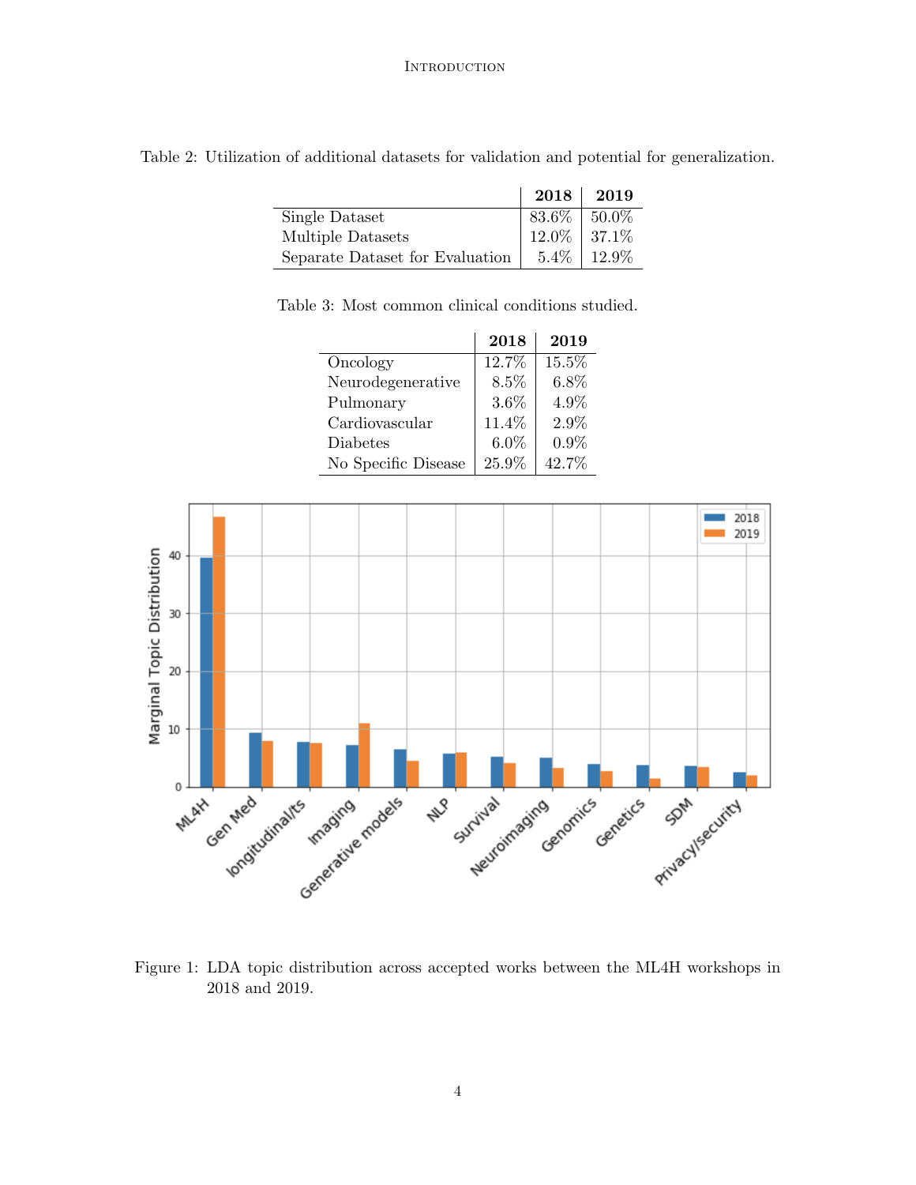Table 2: Utilization of additional datasets for validation and potential for generalization.

| | **2018** | **2019** |
|---|---|---|
| Single Dataset | 83.6% | 50.0% |
| Multiple Datasets | 12.0% | 37.1% |
| Separate Dataset for Evaluation | 5.4% | 12.9% |

Table 3: Most common clinical conditions studied.

| | **2018** | **2019** |
|---|---|---|
| Oncology | 12.7% | 15.5% |
| Neurodegenerative | 8.5% | 6.8% |
| Pulmonary | 3.6% | 4.9% |
| Cardiovascular | 11.4% | 2.9% |
| Diabetes | 6.0% | 0.9% |
| No Specific Disease | 25.9% | 42.7% |

Figure 1: LDA topic distribution across accepted works between the ML4H workshops in 2018 and 2019.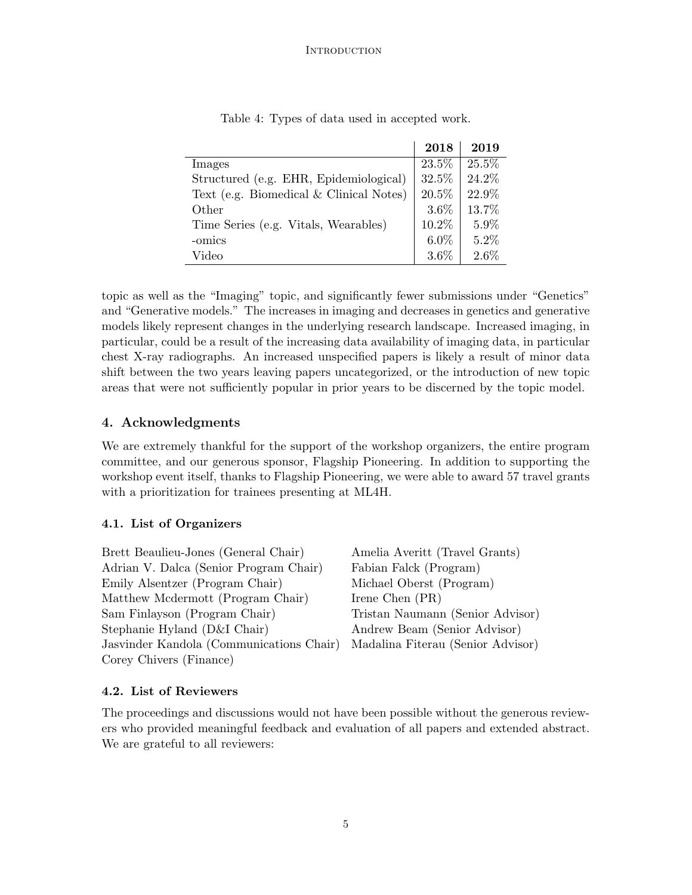Table 4: Types of data used in accepted work.

| | 2018 | 2019 |
|---|---|---|
| Images | 23.5% | 25.5% |
| Structured (e.g. EHR, Epidemiological) | 32.5% | 24.2% |
| Text (e.g. Biomedical & Clinical Notes) | 20.5% | 22.9% |
| Other | 3.6% | 13.7% |
| Time Series (e.g. Vitals, Wearables) | 10.2% | 5.9% |
| -omics | 6.0% | 5.2% |
| Video | 3.6% | 2.6% |

topic as well as the "Imaging" topic, and significantly fewer submissions under "Genetics" and "Generative models." The increases in imaging and decreases in genetics and generative models likely represent changes in the underlying research landscape. Increased imaging, in particular, could be a result of the increasing data availability of imaging data, in particular chest X-ray radiographs. An increased unspecified papers is likely a result of minor data shift between the two years leaving papers uncategorized, or the introduction of new topic areas that were not sufficiently popular in prior years to be discerned by the topic model.

## 4. Acknowledgments

We are extremely thankful for the support of the workshop organizers, the entire program committee, and our generous sponsor, Flagship Pioneering. In addition to supporting the workshop event itself, thanks to Flagship Pioneering, we were able to award 57 travel grants with a prioritization for trainees presenting at ML4H.

### 4.1. List of Organizers

Brett Beaulieu-Jones (General Chair)
Adrian V. Dalca (Senior Program Chair)
Emily Alsentzer (Program Chair)
Matthew Mcdermott (Program Chair)
Sam Finlayson (Program Chair)
Stephanie Hyland (D&I Chair)
Jasvinder Kandola (Communications Chair)
Corey Chivers (Finance)
Amelia Averitt (Travel Grants)
Fabian Falck (Program)
Michael Oberst (Program)
Irene Chen (PR)
Tristan Naumann (Senior Advisor)
Andrew Beam (Senior Advisor)
Madalina Fiterau (Senior Advisor)

### 4.2. List of Reviewers

The proceedings and discussions would not have been possible without the generous reviewers who provided meaningful feedback and evaluation of all papers and extended abstract. We are grateful to all reviewers: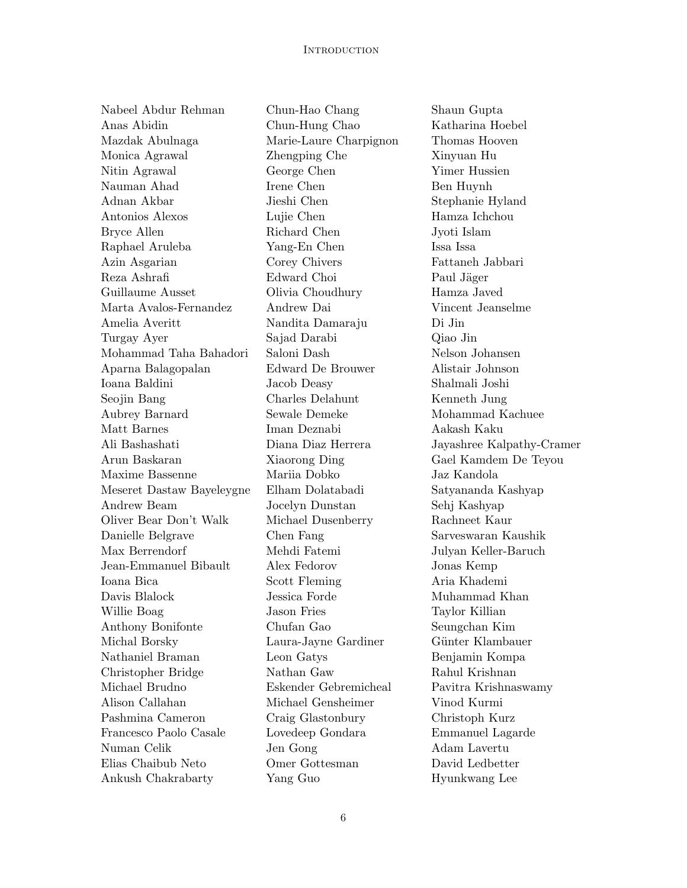Nabeel Abdur Rehman
Anas Abidin
Mazdak Abulnaga
Monica Agrawal
Nitin Agrawal
Nauman Ahad
Adnan Akbar
Antonios Alexos
Bryce Allen
Raphael Aruleba
Azin Asgarian
Reza Ashrafi
Guillaume Ausset
Marta Avalos-Fernandez
Amelia Averitt
Turgay Ayer
Mohammad Taha Bahadori
Aparna Balagopalan
Ioana Baldini
Seojin Bang
Aubrey Barnard
Matt Barnes
Ali Bashashati
Arun Baskaran
Maxime Bassenne
Meseret Dastaw Bayeleygne
Andrew Beam
Oliver Bear Don't Walk
Danielle Belgrave
Max Berrendorf
Jean-Emmanuel Bibault
Ioana Bica
Davis Blalock
Willie Boag
Anthony Bonifonte
Michal Borsky
Nathaniel Braman
Christopher Bridge
Michael Brudno
Alison Callahan
Pashmina Cameron
Francesco Paolo Casale
Numan Celik
Elias Chaibub Neto
Ankush Chakrabarty
Chun-Hao Chang
Chun-Hung Chao
Marie-Laure Charpignon
Zhengping Che
George Chen
Irene Chen
Jieshi Chen
Lujie Chen
Richard Chen
Yang-En Chen
Corey Chivers
Edward Choi
Olivia Choudhury
Andrew Dai
Nandita Damaraju
Sajad Darabi
Saloni Dash
Edward De Brouwer
Jacob Deasy
Charles Delahunt
Sewale Demeke
Iman Deznabi
Diana Diaz Herrera
Xiaorong Ding
Mariia Dobko
Elham Dolatabadi
Jocelyn Dunstan
Michael Dusenberry
Chen Fang
Mehdi Fatemi
Alex Fedorov
Scott Fleming
Jessica Forde
Jason Fries
Chufan Gao
Laura-Jayne Gardiner
Leon Gatys
Nathan Gaw
Eskender Gebremicheal
Michael Gensheimer
Craig Glastonbury
Lovedeep Gondara
Jen Gong
Omer Gottesman
Yang Guo
Shaun Gupta
Katharina Hoebel
Thomas Hooven
Xinyuan Hu
Yimer Hussien
Ben Huynh
Stephanie Hyland
Hamza Ichchou
Jyoti Islam
Issa Issa
Fattaneh Jabbari
Paul Jäger
Hamza Javed
Vincent Jeanselme
Di Jin
Qiao Jin
Nelson Johansen
Alistair Johnson
Shalmali Joshi
Kenneth Jung
Mohammad Kachuee
Aakash Kaku
Jayashree Kalpathy-Cramer
Gael Kamdem De Teyou
Jaz Kandola
Satyananda Kashyap
Sehj Kashyap
Rachneet Kaur
Sarveswaran Kaushik
Julyan Keller-Baruch
Jonas Kemp
Aria Khademi
Muhammad Khan
Taylor Killian
Seungchan Kim
Günter Klambauer
Benjamin Kompa
Rahul Krishnan
Pavitra Krishnaswamy
Vinod Kurmi
Christoph Kurz
Emmanuel Lagarde
Adam Lavertu
David Ledbetter
Hyunkwang Lee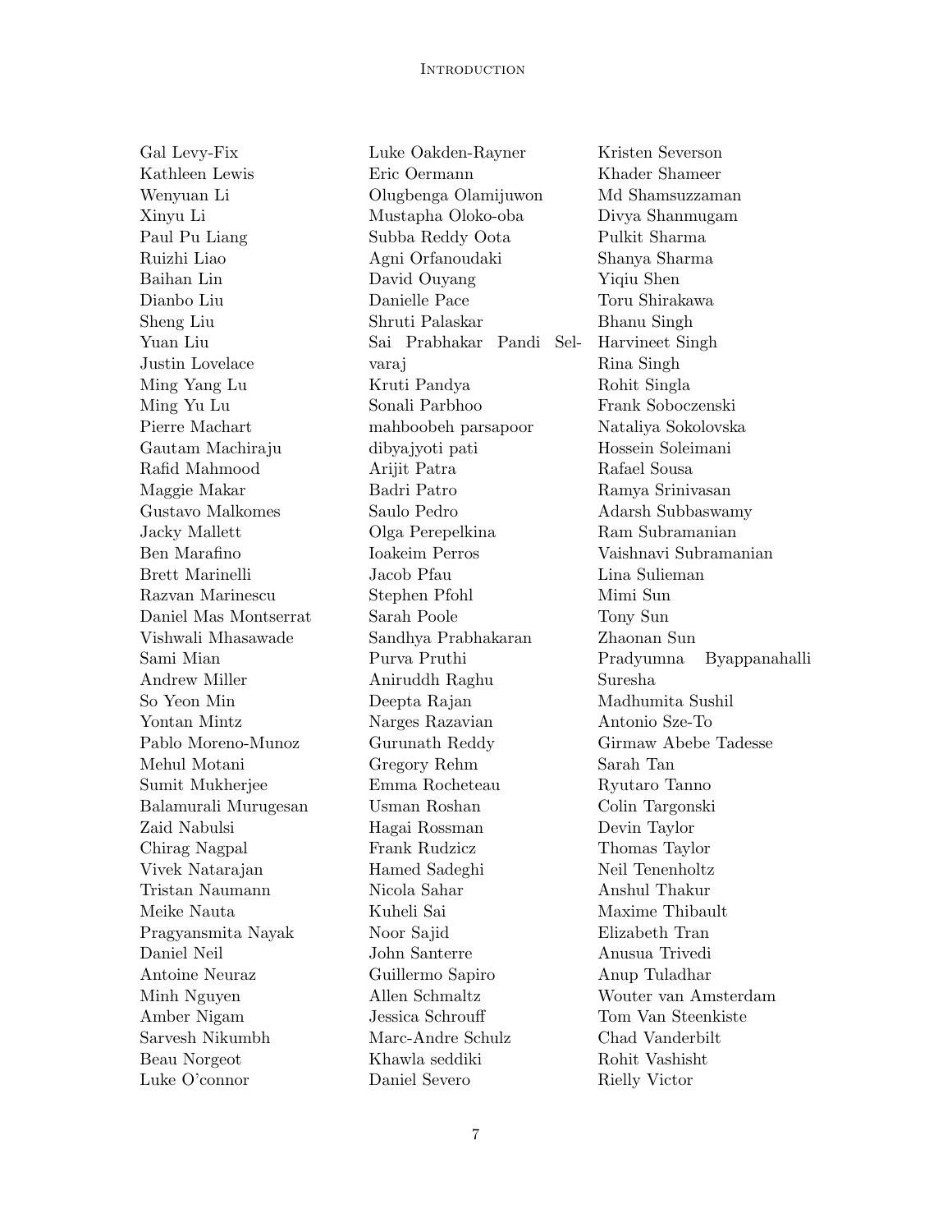Gal Levy-Fix
Kathleen Lewis
Wenyuan Li
Xinyu Li
Paul Pu Liang
Ruizhi Liao
Baihan Lin
Dianbo Liu
Sheng Liu
Yuan Liu
Justin Lovelace
Ming Yang Lu
Ming Yu Lu
Pierre Machart
Gautam Machiraju
Rafid Mahmood
Maggie Makar
Gustavo Malkomes
Jacky Mallett
Ben Marafino
Brett Marinelli
Razvan Marinescu
Daniel Mas Montserrat
Vishwali Mhasawade
Sami Mian
Andrew Miller
So Yeon Min
Yontan Mintz
Pablo Moreno-Munoz
Mehul Motani
Sumit Mukherjee
Balamurali Murugesan
Zaid Nabulsi
Chirag Nagpal
Vivek Natarajan
Tristan Naumann
Meike Nauta
Pragyansmita Nayak
Daniel Neil
Antoine Neuraz
Minh Nguyen
Amber Nigam
Sarvesh Nikumbh
Beau Norgeot
Luke O'connor
Luke Oakden-Rayner
Eric Oermann
Olugbenga Olamijuwon
Mustapha Oloko-oba
Subba Reddy Oota
Agni Orfanoudaki
David Ouyang
Danielle Pace
Shruti Palaskar
Sai Prabhakar Pandi Selvaraj
Kruti Pandya
Sonali Parbhoo
mahboobeh parsapoor
dibyajyoti pati
Arijit Patra
Badri Patro
Saulo Pedro
Olga Perepelkina
Ioakeim Perros
Jacob Pfau
Stephen Pfohl
Sarah Poole
Sandhya Prabhakaran
Purva Pruthi
Aniruddh Raghu
Deepta Rajan
Narges Razavian
Gurunath Reddy
Gregory Rehm
Emma Rocheteau
Usman Roshan
Hagai Rossman
Frank Rudzicz
Hamed Sadeghi
Nicola Sahar
Kuheli Sai
Noor Sajid
John Santerre
Guillermo Sapiro
Allen Schmaltz
Jessica Schrouff
Marc-Andre Schulz
Khawla seddiki
Daniel Severo
Kristen Severson
Khader Shameer
Md Shamsuzzaman
Divya Shanmugam
Pulkit Sharma
Shanya Sharma
Yiqiu Shen
Toru Shirakawa
Bhanu Singh
Harvineet Singh
Rina Singh
Rohit Singla
Frank Soboczenski
Nataliya Sokolovska
Hossein Soleimani
Rafael Sousa
Ramya Srinivasan
Adarsh Subbaswamy
Ram Subramanian
Vaishnavi Subramanian
Lina Sulieman
Mimi Sun
Tony Sun
Zhaonan Sun
Pradyumna Byappanahalli Suresha
Madhumita Sushil
Antonio Sze-To
Girmaw Abebe Tadesse
Sarah Tan
Ryutaro Tanno
Colin Targonski
Devin Taylor
Thomas Taylor
Neil Tenenholtz
Anshul Thakur
Maxime Thibault
Elizabeth Tran
Anusua Trivedi
Anup Tuladhar
Wouter van Amsterdam
Tom Van Steenkiste
Chad Vanderbilt
Rohit Vashisht
Rielly Victor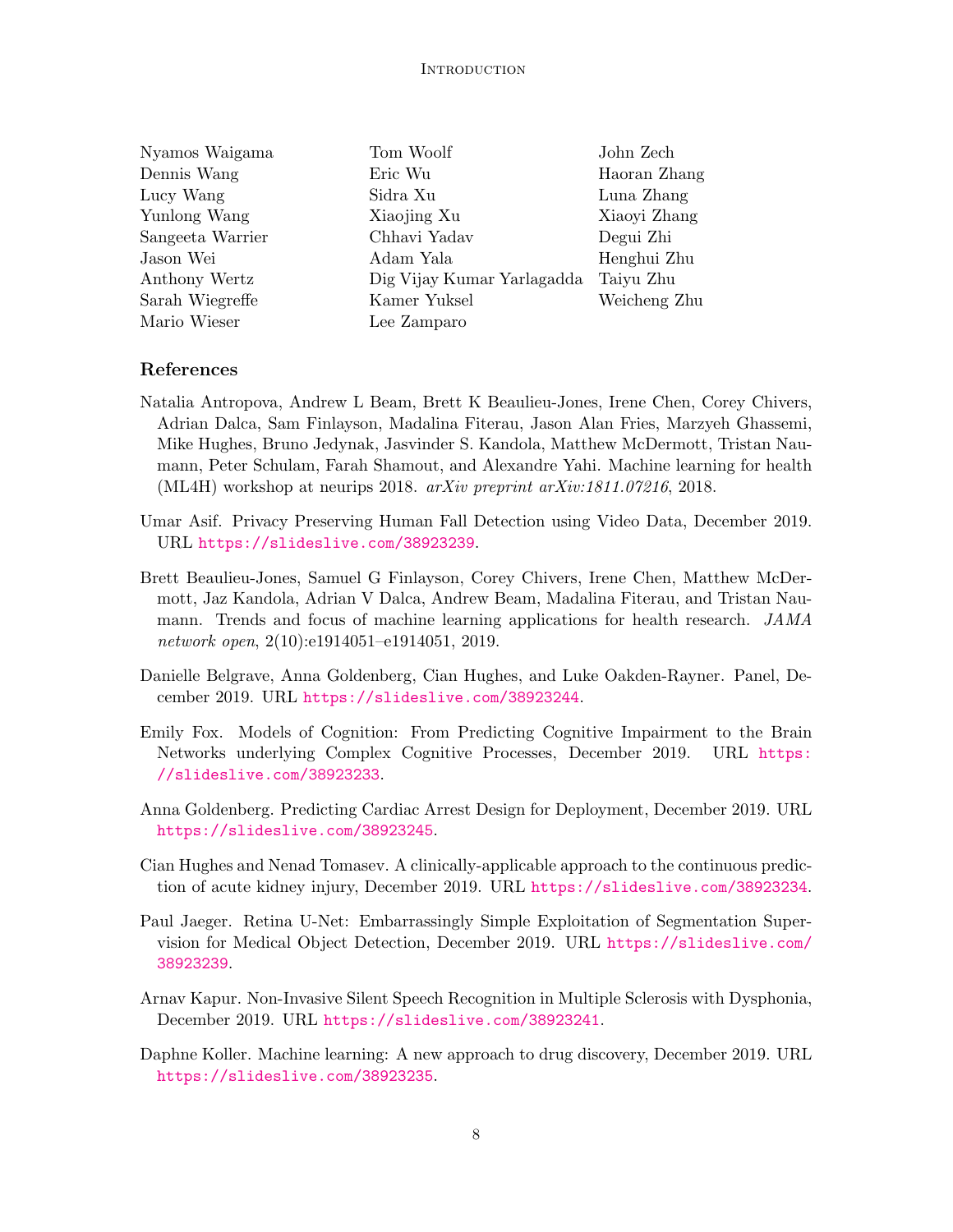Nyamos Waigama
Dennis Wang
Lucy Wang
Yunlong Wang
Sangeeta Warrier
Jason Wei
Anthony Wertz
Sarah Wiegreffe
Mario Wieser
Tom Woolf
Eric Wu
Sidra Xu
Xiaojing Xu
Chhavi Yadav
Adam Yala
Dig Vijay Kumar Yarlagadda
Kamer Yuksel
Lee Zamparo
John Zech
Haoran Zhang
Luna Zhang
Xiaoyi Zhang
Degui Zhi
Henghui Zhu
Taiyu Zhu
Weicheng Zhu

## References

Natalia Antropova, Andrew L Beam, Brett K Beaulieu-Jones, Irene Chen, Corey Chivers, Adrian Dalca, Sam Finlayson, Madalina Fiterau, Jason Alan Fries, Marzyeh Ghassemi, Mike Hughes, Bruno Jedynak, Jasvinder S. Kandola, Matthew McDermott, Tristan Naumann, Peter Schulam, Farah Shamout, and Alexandre Yahi. Machine learning for health (ML4H) workshop at neurips 2018. *arXiv preprint arXiv:1811.07216*, 2018.

Umar Asif. Privacy Preserving Human Fall Detection using Video Data, December 2019. URL https://slideslive.com/38923239.

Brett Beaulieu-Jones, Samuel G Finlayson, Corey Chivers, Irene Chen, Matthew McDermott, Jaz Kandola, Adrian V Dalca, Andrew Beam, Madalina Fiterau, and Tristan Naumann. Trends and focus of machine learning applications for health research. *JAMA network open*, 2(10):e1914051–e1914051, 2019.

Danielle Belgrave, Anna Goldenberg, Cian Hughes, and Luke Oakden-Rayner. Panel, December 2019. URL https://slideslive.com/38923244.

Emily Fox. Models of Cognition: From Predicting Cognitive Impairment to the Brain Networks underlying Complex Cognitive Processes, December 2019. URL https://slideslive.com/38923233.

Anna Goldenberg. Predicting Cardiac Arrest Design for Deployment, December 2019. URL https://slideslive.com/38923245.

Cian Hughes and Nenad Tomasev. A clinically-applicable approach to the continuous prediction of acute kidney injury, December 2019. URL https://slideslive.com/38923234.

Paul Jaeger. Retina U-Net: Embarrassingly Simple Exploitation of Segmentation Supervision for Medical Object Detection, December 2019. URL https://slideslive.com/38923239.

Arnav Kapur. Non-Invasive Silent Speech Recognition in Multiple Sclerosis with Dysphonia, December 2019. URL https://slideslive.com/38923241.

Daphne Koller. Machine learning: A new approach to drug discovery, December 2019. URL https://slideslive.com/38923235.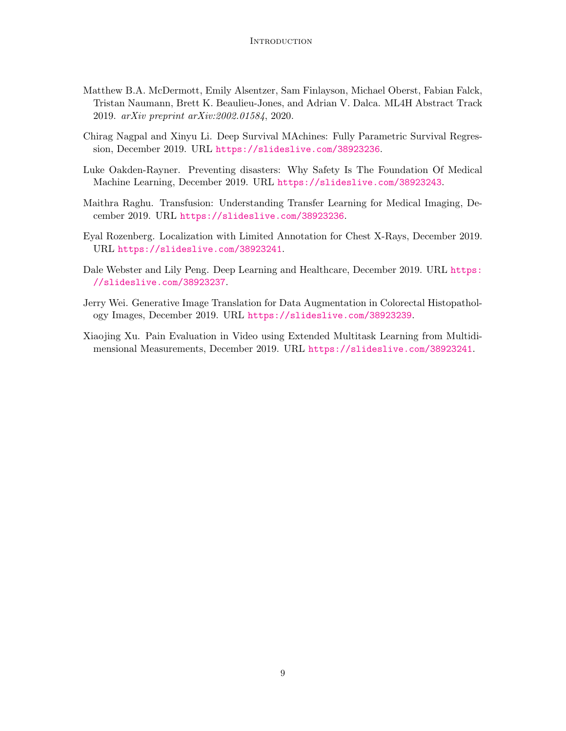Matthew B.A. McDermott, Emily Alsentzer, Sam Finlayson, Michael Oberst, Fabian Falck, Tristan Naumann, Brett K. Beaulieu-Jones, and Adrian V. Dalca. ML4H Abstract Track 2019. *arXiv preprint arXiv:2002.01584*, 2020.

Chirag Nagpal and Xinyu Li. Deep Survival MAchines: Fully Parametric Survival Regression, December 2019. URL https://slideslive.com/38923236.

Luke Oakden-Rayner. Preventing disasters: Why Safety Is The Foundation Of Medical Machine Learning, December 2019. URL https://slideslive.com/38923243.

Maithra Raghu. Transfusion: Understanding Transfer Learning for Medical Imaging, December 2019. URL https://slideslive.com/38923236.

Eyal Rozenberg. Localization with Limited Annotation for Chest X-Rays, December 2019. URL https://slideslive.com/38923241.

Dale Webster and Lily Peng. Deep Learning and Healthcare, December 2019. URL https://slideslive.com/38923237.

Jerry Wei. Generative Image Translation for Data Augmentation in Colorectal Histopathology Images, December 2019. URL https://slideslive.com/38923239.

Xiaojing Xu. Pain Evaluation in Video using Extended Multitask Learning from Multidimensional Measurements, December 2019. URL https://slideslive.com/38923241.